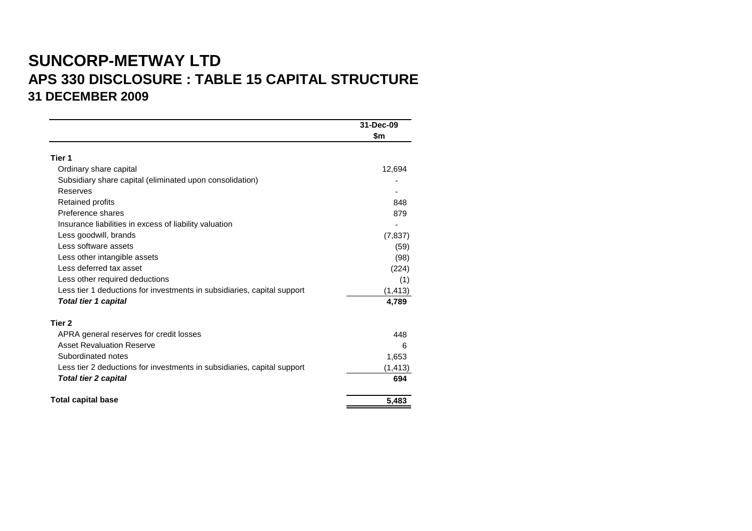# SUNCORP-METWAY LTD

## APS 330 DISCLOSURE : TABLE 15 CAPITAL STRUCTURE

### 31 DECEMBER 2009

| | 31-Dec-09<br>$m |
|---|---|
| **Tier 1** | |
| Ordinary share capital | 12,694 |
| Subsidiary share capital (eliminated upon consolidation) | - |
| Reserves | - |
| Retained profits | 848 |
| Preference shares | 879 |
| Insurance liabilities in excess of liability valuation | - |
| Less goodwill, brands | (7,837) |
| Less software assets | (59) |
| Less other intangible assets | (98) |
| Less deferred tax asset | (224) |
| Less other required deductions | (1) |
| Less tier 1 deductions for investments in subsidiaries, capital support | (1,413) |
| ***Total tier 1 capital*** | **4,789** |
| **Tier 2** | |
| APRA general reserves for credit losses | 448 |
| Asset Revaluation Reserve | 6 |
| Subordinated notes | 1,653 |
| Less tier 2 deductions for investments in subsidiaries, capital support | (1,413) |
| ***Total tier 2 capital*** | **694** |
| **Total capital base** | **5,483** |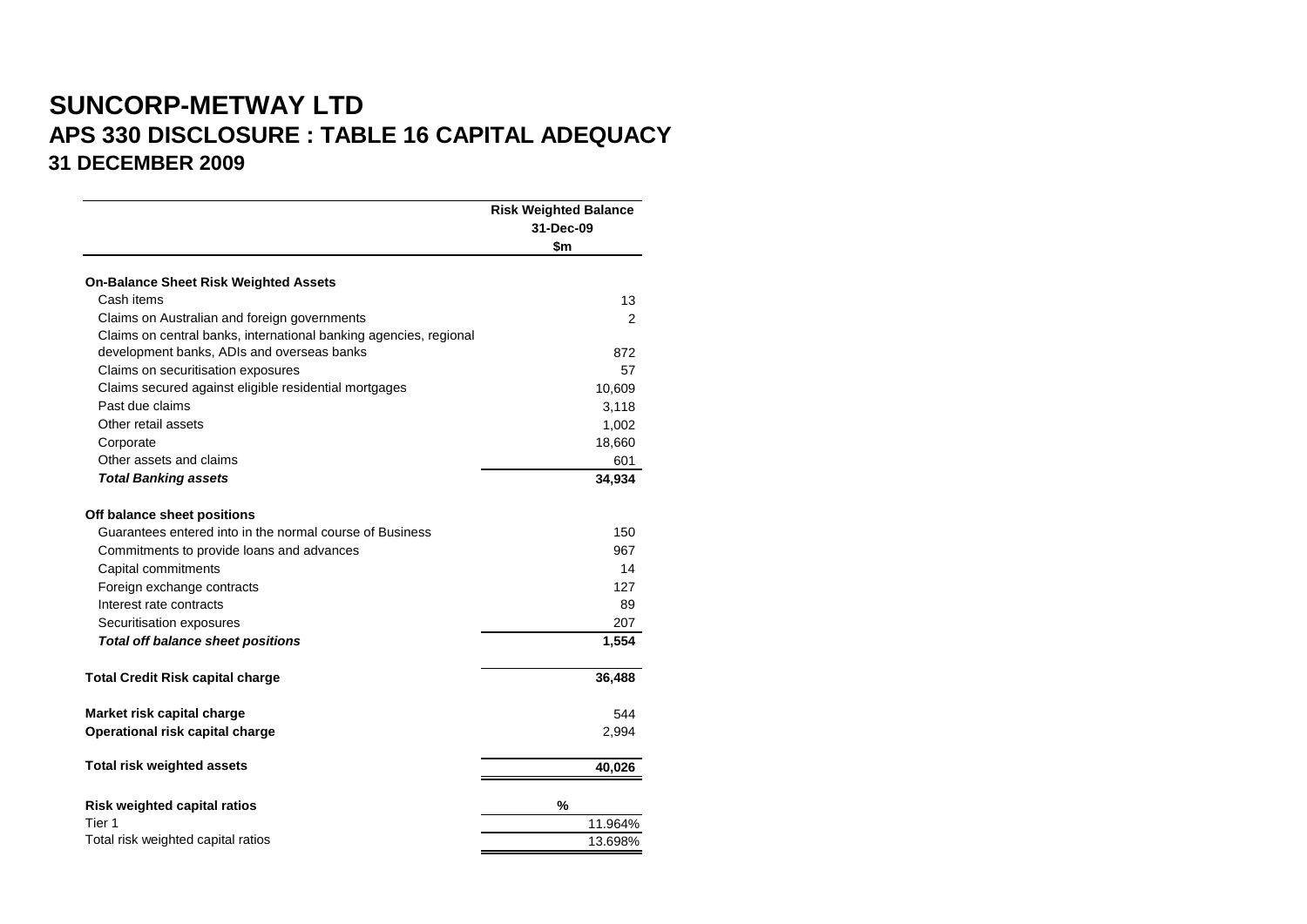# SUNCORP-METWAY LTD
## APS 330 DISCLOSURE : TABLE 16 CAPITAL ADEQUACY
### 31 DECEMBER 2009

| | Risk Weighted Balance 31-Dec-09 $m |
|---|---|
| **On-Balance Sheet Risk Weighted Assets** | |
| Cash items | 13 |
| Claims on Australian and foreign governments | 2 |
| Claims on central banks, international banking agencies, regional development banks, ADIs and overseas banks | 872 |
| Claims on securitisation exposures | 57 |
| Claims secured against eligible residential mortgages | 10,609 |
| Past due claims | 3,118 |
| Other retail assets | 1,002 |
| Corporate | 18,660 |
| Other assets and claims | 601 |
| ***Total Banking assets*** | **34,934** |
| **Off balance sheet positions** | |
| Guarantees entered into in the normal course of Business | 150 |
| Commitments to provide loans and advances | 967 |
| Capital commitments | 14 |
| Foreign exchange contracts | 127 |
| Interest rate contracts | 89 |
| Securitisation exposures | 207 |
| ***Total off balance sheet positions*** | **1,554** |
| **Total Credit Risk capital charge** | **36,488** |
| **Market risk capital charge** | 544 |
| **Operational risk capital charge** | 2,994 |
| **Total risk weighted assets** | **40,026** |
| **Risk weighted capital ratios** | **%** |
| Tier 1 | 11.964% |
| Total risk weighted capital ratios | 13.698% |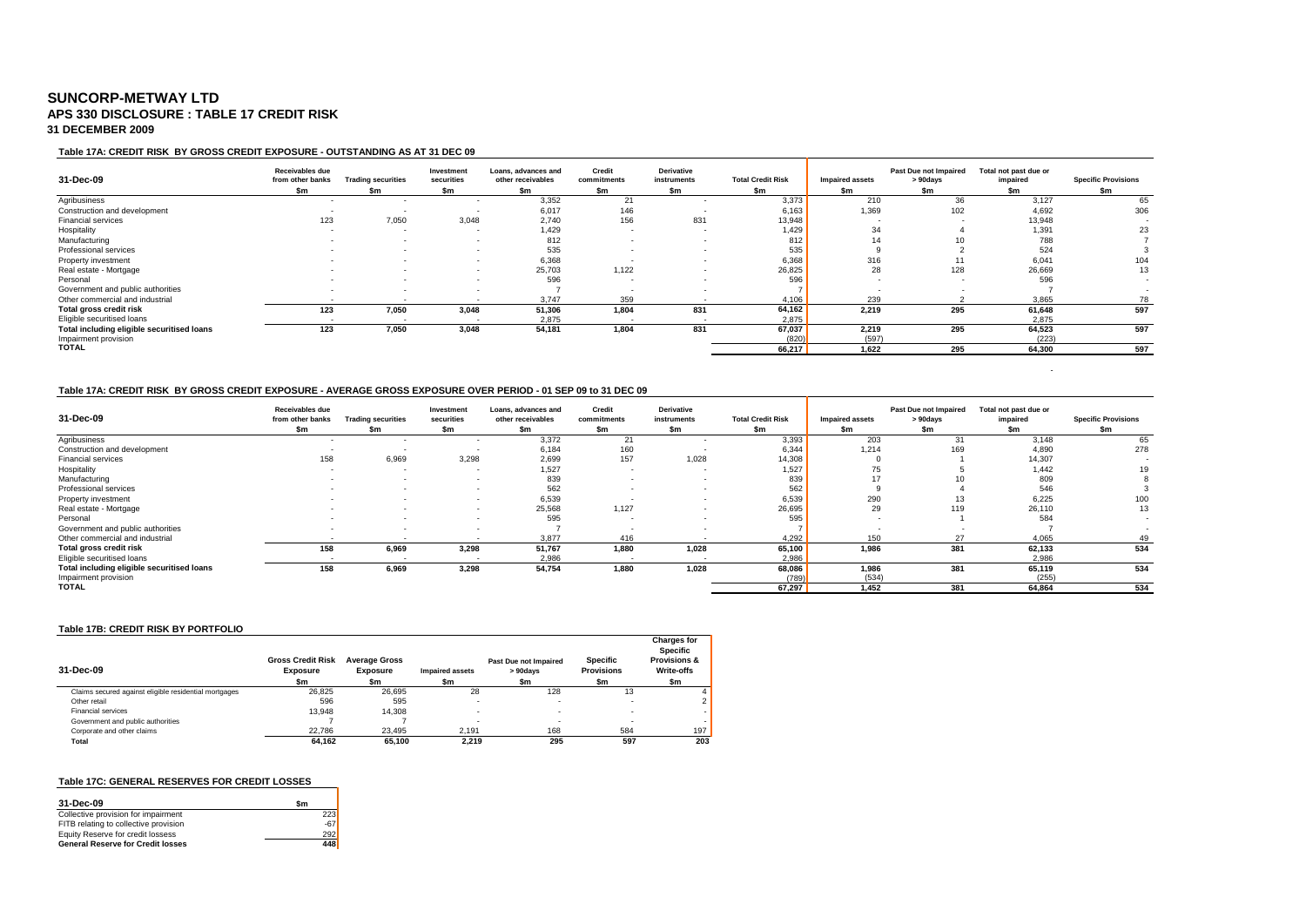# SUNCORP-METWAY LTD
## APS 330 DISCLOSURE : TABLE 17 CREDIT RISK
### 31 DECEMBER 2009

#### Table 17A: CREDIT RISK BY GROSS CREDIT EXPOSURE - OUTSTANDING AS AT 31 DEC 09

| 31-Dec-09 | Receivables due from other banks | Trading securities | Investment securities | Loans, advances and other receivables | Credit commitments | Derivative instruments | Total Credit Risk | Impaired assets | Past Due not Impaired > 90days | Total not past due or impaired | Specific Provisions |
|---|---|---|---|---|---|---|---|---|---|---|---|
| | $m | $m | $m | $m | $m | $m | $m | $m | $m | $m | $m |
| Agribusiness | - | - | - | 3,352 | 21 | - | 3,373 | 210 | 36 | 3,127 | 65 |
| Construction and development | - | - | - | 6,017 | 146 | - | 6,163 | 1,369 | 102 | 4,692 | 306 |
| Financial services | 123 | 7,050 | 3,048 | 2,740 | 156 | 831 | 13,948 | - | - | 13,948 | - |
| Hospitality | - | - | - | 1,429 | - | - | 1,429 | 34 | 4 | 1,391 | 23 |
| Manufacturing | - | - | - | 812 | - | - | 812 | 14 | 10 | 788 | 7 |
| Professional services | - | - | - | 535 | - | - | 535 | 9 | 2 | 524 | 3 |
| Property investment | - | - | - | 6,368 | - | - | 6,368 | 316 | 11 | 6,041 | 104 |
| Real estate - Mortgage | - | - | - | 25,703 | 1,122 | - | 26,825 | 28 | 128 | 26,669 | 13 |
| Personal | - | - | - | 596 | - | - | 596 | - | - | 596 | - |
| Government and public authorities | - | - | - | 7 | - | - | 7 | - | - | 7 | - |
| Other commercial and industrial | - | - | - | 3,747 | 359 | - | 4,106 | 239 | 2 | 3,865 | 78 |
| **Total gross credit risk** | **123** | **7,050** | **3,048** | **51,306** | **1,804** | **831** | **64,162** | **2,219** | **295** | **61,648** | **597** |
| Eligible securitised loans | - | - | - | 2,875 | - | - | 2,875 | | | 2,875 | |
| **Total including eligible securitised loans** | **123** | **7,050** | **3,048** | **54,181** | **1,804** | **831** | **67,037** | **2,219** | **295** | **64,523** | **597** |
| Impairment provision | | | | | | | (820) | (597) | | (223) | |
| **TOTAL** | | | | | | | **66,217** | **1,622** | **295** | **64,300** | **597** |

#### Table 17A: CREDIT RISK BY GROSS CREDIT EXPOSURE - AVERAGE GROSS EXPOSURE OVER PERIOD - 01 SEP 09 to 31 DEC 09

| 31-Dec-09 | Receivables due from other banks | Trading securities | Investment securities | Loans, advances and other receivables | Credit commitments | Derivative instruments | Total Credit Risk | Impaired assets | Past Due not Impaired > 90days | Total not past due or impaired | Specific Provisions |
|---|---|---|---|---|---|---|---|---|---|---|---|
| | $m | $m | $m | $m | $m | $m | $m | $m | $m | $m | $m |
| Agribusiness | - | - | - | 3,372 | 21 | - | 3,393 | 203 | 31 | 3,148 | 65 |
| Construction and development | - | - | - | 6,184 | 160 | - | 6,344 | 1,214 | 169 | 4,890 | 278 |
| Financial services | 158 | 6,969 | 3,298 | 2,699 | 157 | 1,028 | 14,308 | 0 | 1 | 14,307 | - |
| Hospitality | - | - | - | 1,527 | - | - | 1,527 | 75 | 5 | 1,442 | 19 |
| Manufacturing | - | - | - | 839 | - | - | 839 | 17 | 10 | 809 | 8 |
| Professional services | - | - | - | 562 | - | - | 562 | 9 | 4 | 546 | 3 |
| Property investment | - | - | - | 6,539 | - | - | 6,539 | 290 | 13 | 6,225 | 100 |
| Real estate - Mortgage | - | - | - | 25,568 | 1,127 | - | 26,695 | 29 | 119 | 26,110 | 13 |
| Personal | - | - | - | 595 | - | - | 595 | - | 1 | 584 | - |
| Government and public authorities | - | - | - | 7 | - | - | 7 | - | - | 7 | - |
| Other commercial and industrial | - | - | - | 3,877 | 416 | - | 4,292 | 150 | 27 | 4,065 | 49 |
| **Total gross credit risk** | **158** | **6,969** | **3,298** | **51,767** | **1,880** | **1,028** | **65,100** | **1,986** | **381** | **62,133** | **534** |
| Eligible securitised loans | - | - | - | 2,986 | - | - | 2,986 | | | 2,986 | |
| **Total including eligible securitised loans** | **158** | **6,969** | **3,298** | **54,754** | **1,880** | **1,028** | **68,086** | **1,986** | **381** | **65,119** | **534** |
| Impairment provision | | | | | | | (789) | (534) | | (255) | |
| **TOTAL** | | | | | | | **67,297** | **1,452** | **381** | **64,864** | **534** |

#### Table 17B: CREDIT RISK BY PORTFOLIO

| 31-Dec-09 | Gross Credit Risk Exposure | Average Gross Exposure | Impaired assets | Past Due not Impaired > 90days | Specific Provisions | Charges for Specific Provisions & Write-offs |
|---|---|---|---|---|---|---|
| | $m | $m | $m | $m | $m | $m |
| Claims secured against eligible residential mortgages | 26,825 | 26,695 | 28 | 128 | 13 | 4 |
| Other retail | 596 | 595 | - | - | - | 2 |
| Financial services | 13,948 | 14,308 | - | - | - | - |
| Government and public authorities | 7 | 7 | - | - | - | - |
| Corporate and other claims | 22,786 | 23,495 | 2,191 | 168 | 584 | 197 |
| **Total** | **64,162** | **65,100** | **2,219** | **295** | **597** | **203** |

#### Table 17C: GENERAL RESERVES FOR CREDIT LOSSES

| 31-Dec-09 | $m |
|---|---|
| Collective provision for impairment | 223 |
| FITB relating to collective provision | -67 |
| Equity Reserve for credit lossess | 292 |
| **General Reserve for Credit losses** | **448** |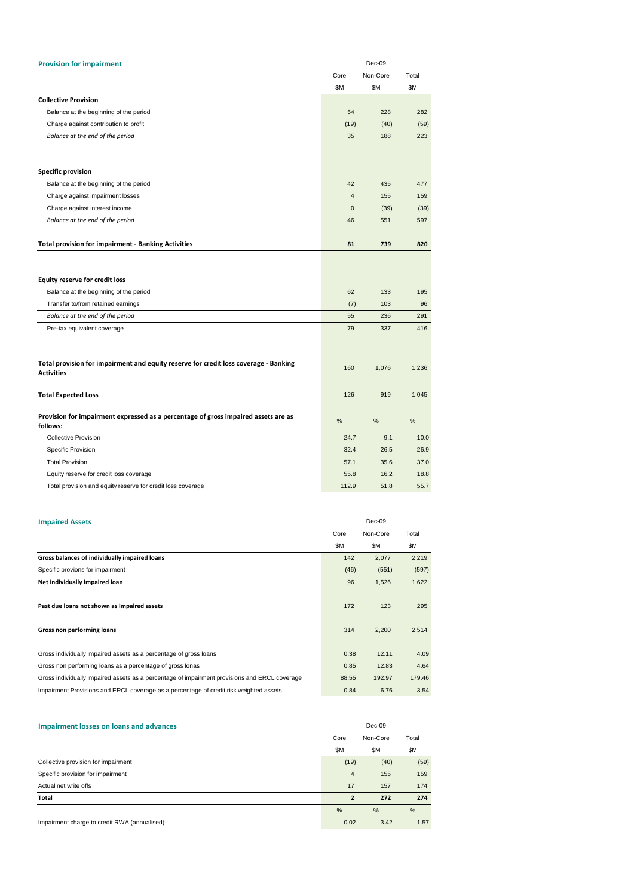## Provision for impairment

| | Dec-09 | | |
|---|---|---|---|
| | Core | Non-Core | Total |
| | $M | $M | $M |
| **Collective Provision** | | | |
| Balance at the beginning of the period | 54 | 228 | 282 |
| Charge against contribution to profit | (19) | (40) | (59) |
| *Balance at the end of the period* | 35 | 188 | 223 |
| | | | |
| **Specific provision** | | | |
| Balance at the beginning of the period | 42 | 435 | 477 |
| Charge against impairment losses | 4 | 155 | 159 |
| Charge against interest income | 0 | (39) | (39) |
| *Balance at the end of the period* | 46 | 551 | 597 |
| | | | |
| **Total provision for impairment - Banking Activities** | **81** | **739** | **820** |
| | | | |
| **Equity reserve for credit loss** | | | |
| Balance at the beginning of the period | 62 | 133 | 195 |
| Transfer to/from retained earnings | (7) | 103 | 96 |
| *Balance at the end of the period* | 55 | 236 | 291 |
| Pre-tax equivalent coverage | 79 | 337 | 416 |
| | | | |
| **Total provision for impairment and equity reserve for credit loss coverage - Banking Activities** | 160 | 1,076 | 1,236 |
| | | | |
| **Total Expected Loss** | 126 | 919 | 1,045 |
| | | | |
| **Provision for impairment expressed as a percentage of gross impaired assets are as follows:** | % | % | % |
| Collective Provision | 24.7 | 9.1 | 10.0 |
| Specific Provision | 32.4 | 26.5 | 26.9 |
| Total Provision | 57.1 | 35.6 | 37.0 |
| Equity reserve for credit loss coverage | 55.8 | 16.2 | 18.8 |
| Total provision and equity reserve for credit loss coverage | 112.9 | 51.8 | 55.7 |

## Impaired Assets

| | Dec-09 | | |
|---|---|---|---|
| | Core | Non-Core | Total |
| | $M | $M | $M |
| **Gross balances of individually impaired loans** | 142 | 2,077 | 2,219 |
| Specific provions for impairment | (46) | (551) | (597) |
| **Net individually impaired loan** | 96 | 1,526 | 1,622 |
| | | | |
| **Past due loans not shown as impaired assets** | 172 | 123 | 295 |
| | | | |
| **Gross non performing loans** | 314 | 2,200 | 2,514 |
| | | | |
| Gross individually impaired assets as a percentage of gross loans | 0.38 | 12.11 | 4.09 |
| Gross non performing loans as a percentage of gross lonas | 0.85 | 12.83 | 4.64 |
| Gross individually impaired assets as a percentage of impairment provisions and ERCL coverage | 88.55 | 192.97 | 179.46 |
| Impairment Provisions and ERCL coverage as a percentage of credit risk weighted assets | 0.84 | 6.76 | 3.54 |

## Impairment losses on loans and advances

| | Dec-09 | | |
|---|---|---|---|
| | Core | Non-Core | Total |
| | $M | $M | $M |
| Collective provision for impairment | (19) | (40) | (59) |
| Specific provision for impairment | 4 | 155 | 159 |
| Actual net write offs | 17 | 157 | 174 |
| **Total** | **2** | **272** | **274** |
| | % | % | % |
| Impairment charge to credit RWA (annualised) | 0.02 | 3.42 | 1.57 |